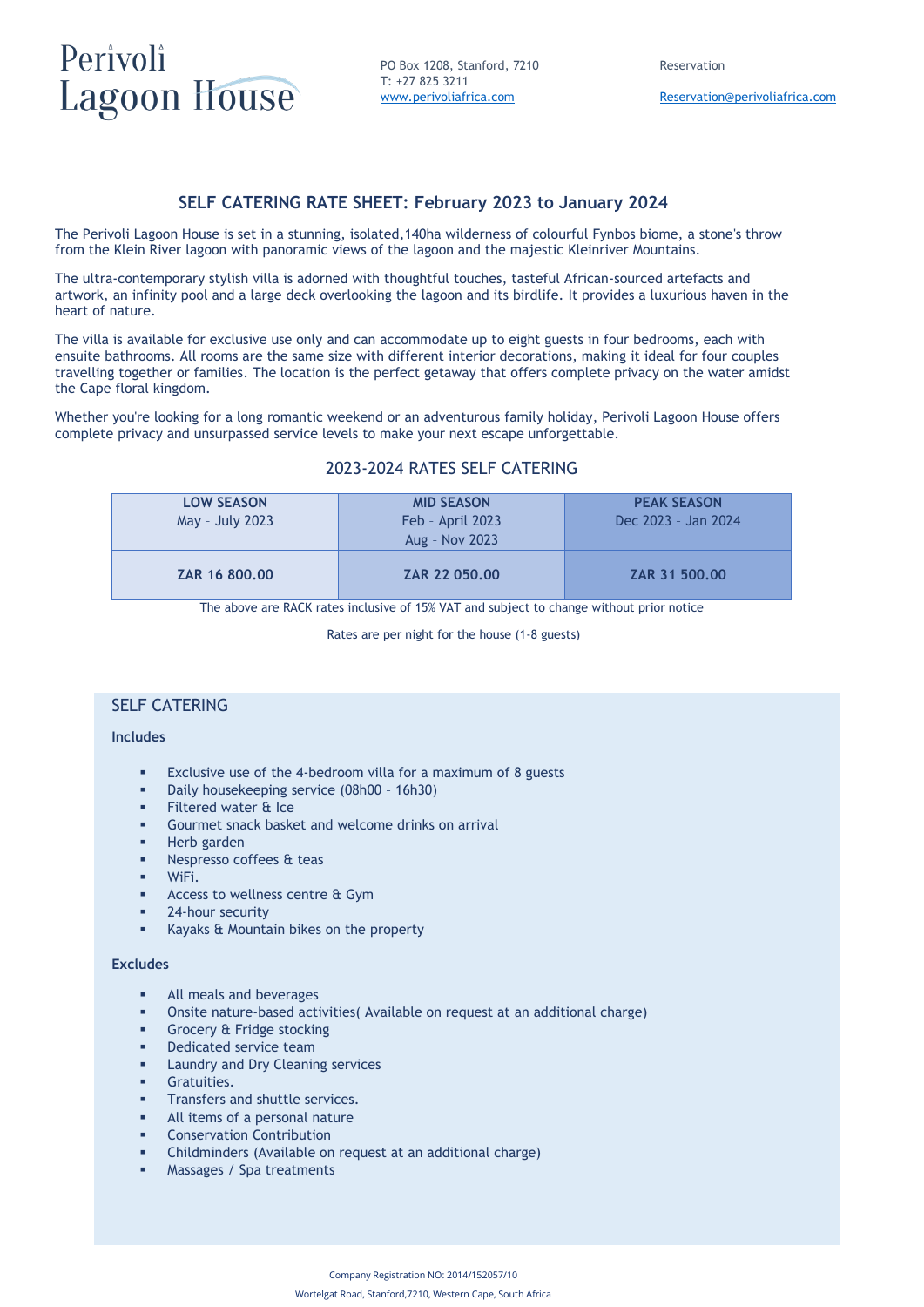# Perivoli Lagoon House

PO Box 1208, Stanford, 7210
T: +27 825 3211
www.perivoliafrica.com

Reservation
Reservation@perivoliafrica.com

## SELF CATERING RATE SHEET: February 2023 to January 2024

The Perivoli Lagoon House is set in a stunning, isolated,140ha wilderness of colourful Fynbos biome, a stone's throw from the Klein River lagoon with panoramic views of the lagoon and the majestic Kleinriver Mountains.

The ultra-contemporary stylish villa is adorned with thoughtful touches, tasteful African-sourced artefacts and artwork, an infinity pool and a large deck overlooking the lagoon and its birdlife. It provides a luxurious haven in the heart of nature.

The villa is available for exclusive use only and can accommodate up to eight guests in four bedrooms, each with ensuite bathrooms. All rooms are the same size with different interior decorations, making it ideal for four couples travelling together or families. The location is the perfect getaway that offers complete privacy on the water amidst the Cape floral kingdom.

Whether you're looking for a long romantic weekend or an adventurous family holiday, Perivoli Lagoon House offers complete privacy and unsurpassed service levels to make your next escape unforgettable.

### 2023-2024 RATES SELF CATERING

| **LOW SEASON** May - July 2023 | **MID SEASON** Feb - April 2023 Aug - Nov 2023 | **PEAK SEASON** Dec 2023 - Jan 2024 |
|---|---|---|
| **ZAR 16 800.00** | **ZAR 22 050.00** | **ZAR 31 500.00** |

The above are RACK rates inclusive of 15% VAT and subject to change without prior notice

Rates are per night for the house (1-8 guests)

### SELF CATERING

**Includes**

- Exclusive use of the 4-bedroom villa for a maximum of 8 guests
- Daily housekeeping service (08h00 – 16h30)
- Filtered water & Ice
- Gourmet snack basket and welcome drinks on arrival
- Herb garden
- Nespresso coffees & teas
- WiFi.
- Access to wellness centre & Gym
- 24-hour security
- Kayaks & Mountain bikes on the property

**Excludes**

- All meals and beverages
- Onsite nature-based activities( Available on request at an additional charge)
- Grocery & Fridge stocking
- Dedicated service team
- Laundry and Dry Cleaning services
- Gratuities.
- Transfers and shuttle services.
- All items of a personal nature
- Conservation Contribution
- Childminders (Available on request at an additional charge)
- Massages / Spa treatments

Company Registration NO: 2014/152057/10

Wortelgat Road, Stanford,7210, Western Cape, South Africa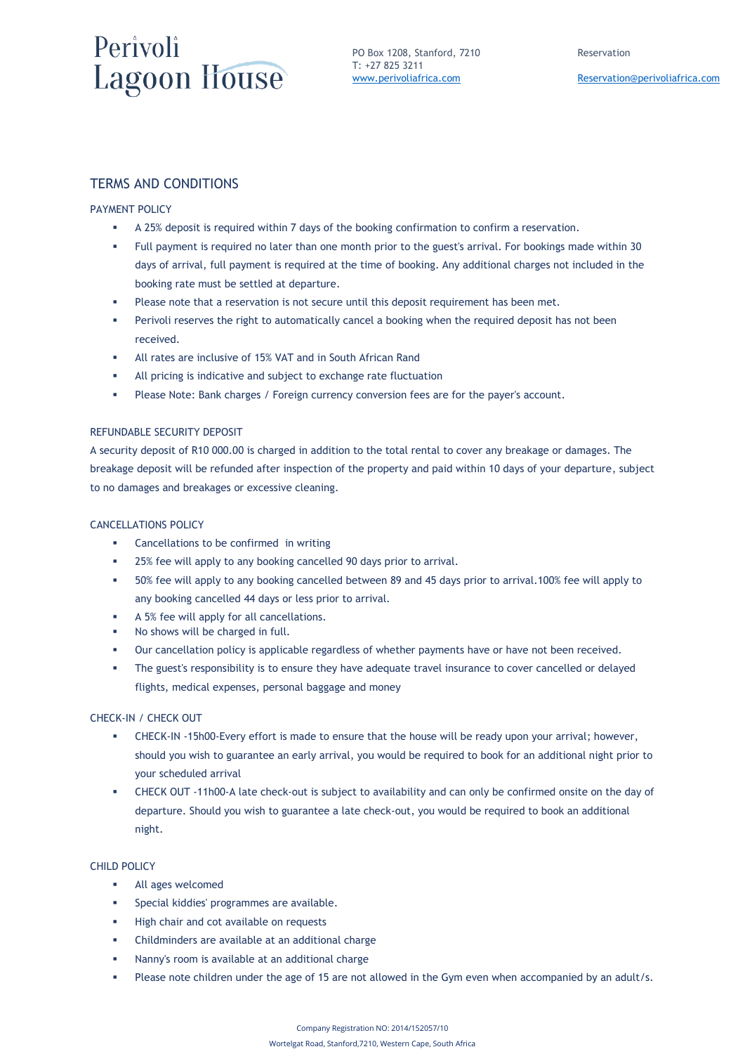Perivoli Lagoon House

PO Box 1208, Stanford, 7210
T: +27 825 3211
www.perivoliafrica.com

Reservation

Reservation@perivoliafrica.com

## TERMS AND CONDITIONS

### PAYMENT POLICY

- A 25% deposit is required within 7 days of the booking confirmation to confirm a reservation.
- Full payment is required no later than one month prior to the guest's arrival. For bookings made within 30 days of arrival, full payment is required at the time of booking. Any additional charges not included in the booking rate must be settled at departure.
- Please note that a reservation is not secure until this deposit requirement has been met.
- Perivoli reserves the right to automatically cancel a booking when the required deposit has not been received.
- All rates are inclusive of 15% VAT and in South African Rand
- All pricing is indicative and subject to exchange rate fluctuation
- Please Note: Bank charges / Foreign currency conversion fees are for the payer's account.

### REFUNDABLE SECURITY DEPOSIT

A security deposit of R10 000.00 is charged in addition to the total rental to cover any breakage or damages. The breakage deposit will be refunded after inspection of the property and paid within 10 days of your departure, subject to no damages and breakages or excessive cleaning.

### CANCELLATIONS POLICY

- Cancellations to be confirmed in writing
- 25% fee will apply to any booking cancelled 90 days prior to arrival.
- 50% fee will apply to any booking cancelled between 89 and 45 days prior to arrival.100% fee will apply to any booking cancelled 44 days or less prior to arrival.
- A 5% fee will apply for all cancellations.
- No shows will be charged in full.
- Our cancellation policy is applicable regardless of whether payments have or have not been received.
- The guest's responsibility is to ensure they have adequate travel insurance to cover cancelled or delayed flights, medical expenses, personal baggage and money

### CHECK-IN / CHECK OUT

- CHECK-IN -15h00-Every effort is made to ensure that the house will be ready upon your arrival; however, should you wish to guarantee an early arrival, you would be required to book for an additional night prior to your scheduled arrival
- CHECK OUT -11h00-A late check-out is subject to availability and can only be confirmed onsite on the day of departure. Should you wish to guarantee a late check-out, you would be required to book an additional night.

### CHILD POLICY

- All ages welcomed
- Special kiddies' programmes are available.
- High chair and cot available on requests
- Childminders are available at an additional charge
- Nanny's room is available at an additional charge
- Please note children under the age of 15 are not allowed in the Gym even when accompanied by an adult/s.

Company Registration NO: 2014/152057/10
Wortelgat Road, Stanford,7210, Western Cape, South Africa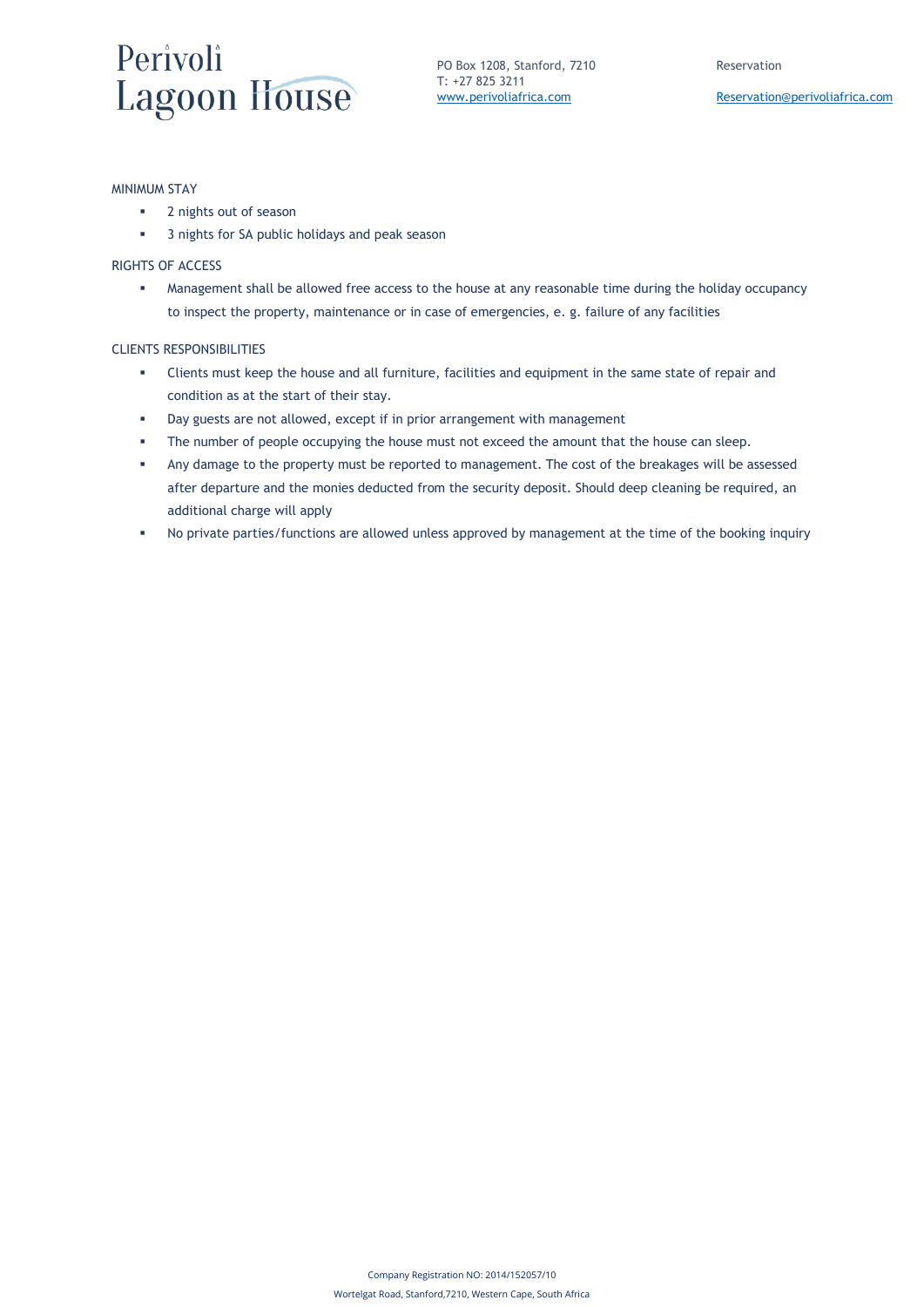MINIMUM STAY

- 2 nights out of season
- 3 nights for SA public holidays and peak season

RIGHTS OF ACCESS

- Management shall be allowed free access to the house at any reasonable time during the holiday occupancy to inspect the property, maintenance or in case of emergencies, e. g. failure of any facilities

CLIENTS RESPONSIBILITIES

- Clients must keep the house and all furniture, facilities and equipment in the same state of repair and condition as at the start of their stay.
- Day guests are not allowed, except if in prior arrangement with management
- The number of people occupying the house must not exceed the amount that the house can sleep.
- Any damage to the property must be reported to management. The cost of the breakages will be assessed after departure and the monies deducted from the security deposit. Should deep cleaning be required, an additional charge will apply
- No private parties/functions are allowed unless approved by management at the time of the booking inquiry